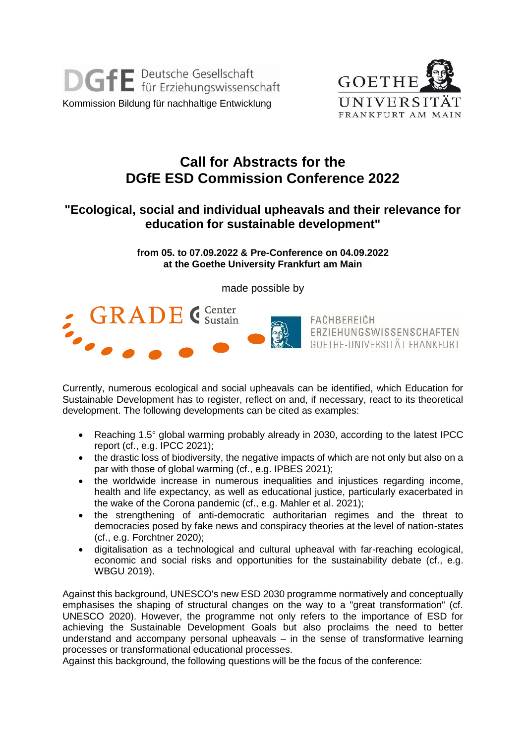DGfE Deutsche Gesellschaft für Erziehungswissenschaft
Kommission Bildung für nachhaltige Entwicklung

GOETHE UNIVERSITÄT FRANKFURT AM MAIN

# Call for Abstracts for the DGfE ESD Commission Conference 2022

## "Ecological, social and individual upheavals and their relevance for education for sustainable development"

**from 05. to 07.09.2022 & Pre-Conference on 04.09.2022 at the Goethe University Frankfurt am Main**

made possible by

GRADE Center Sustain

FACHBEREICH ERZIEHUNGSWISSENSCHAFTEN GOETHE-UNIVERSITÄT FRANKFURT

Currently, numerous ecological and social upheavals can be identified, which Education for Sustainable Development has to register, reflect on and, if necessary, react to its theoretical development. The following developments can be cited as examples:

- Reaching 1.5° global warming probably already in 2030, according to the latest IPCC report (cf., e.g. IPCC 2021);
- the drastic loss of biodiversity, the negative impacts of which are not only but also on a par with those of global warming (cf., e.g. IPBES 2021);
- the worldwide increase in numerous inequalities and injustices regarding income, health and life expectancy, as well as educational justice, particularly exacerbated in the wake of the Corona pandemic (cf., e.g. Mahler et al. 2021);
- the strengthening of anti-democratic authoritarian regimes and the threat to democracies posed by fake news and conspiracy theories at the level of nation-states (cf., e.g. Forchtner 2020);
- digitalisation as a technological and cultural upheaval with far-reaching ecological, economic and social risks and opportunities for the sustainability debate (cf., e.g. WBGU 2019).

Against this background, UNESCO's new ESD 2030 programme normatively and conceptually emphasises the shaping of structural changes on the way to a "great transformation" (cf. UNESCO 2020). However, the programme not only refers to the importance of ESD for achieving the Sustainable Development Goals but also proclaims the need to better understand and accompany personal upheavals – in the sense of transformative learning processes or transformational educational processes.
Against this background, the following questions will be the focus of the conference: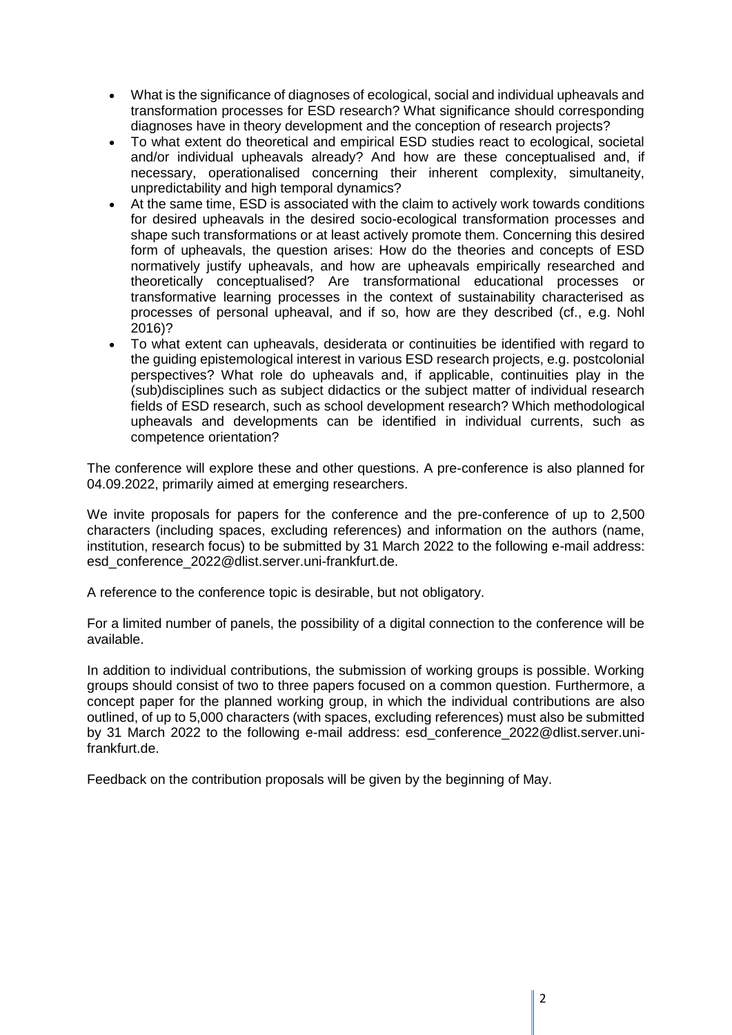- What is the significance of diagnoses of ecological, social and individual upheavals and transformation processes for ESD research? What significance should corresponding diagnoses have in theory development and the conception of research projects?
- To what extent do theoretical and empirical ESD studies react to ecological, societal and/or individual upheavals already? And how are these conceptualised and, if necessary, operationalised concerning their inherent complexity, simultaneity, unpredictability and high temporal dynamics?
- At the same time, ESD is associated with the claim to actively work towards conditions for desired upheavals in the desired socio-ecological transformation processes and shape such transformations or at least actively promote them. Concerning this desired form of upheavals, the question arises: How do the theories and concepts of ESD normatively justify upheavals, and how are upheavals empirically researched and theoretically conceptualised? Are transformational educational processes or transformative learning processes in the context of sustainability characterised as processes of personal upheaval, and if so, how are they described (cf., e.g. Nohl 2016)?
- To what extent can upheavals, desiderata or continuities be identified with regard to the guiding epistemological interest in various ESD research projects, e.g. postcolonial perspectives? What role do upheavals and, if applicable, continuities play in the (sub)disciplines such as subject didactics or the subject matter of individual research fields of ESD research, such as school development research? Which methodological upheavals and developments can be identified in individual currents, such as competence orientation?

The conference will explore these and other questions. A pre-conference is also planned for 04.09.2022, primarily aimed at emerging researchers.

We invite proposals for papers for the conference and the pre-conference of up to 2,500 characters (including spaces, excluding references) and information on the authors (name, institution, research focus) to be submitted by 31 March 2022 to the following e-mail address: esd_conference_2022@dlist.server.uni-frankfurt.de.

A reference to the conference topic is desirable, but not obligatory.

For a limited number of panels, the possibility of a digital connection to the conference will be available.

In addition to individual contributions, the submission of working groups is possible. Working groups should consist of two to three papers focused on a common question. Furthermore, a concept paper for the planned working group, in which the individual contributions are also outlined, of up to 5,000 characters (with spaces, excluding references) must also be submitted by 31 March 2022 to the following e-mail address: esd_conference_2022@dlist.server.uni-frankfurt.de.

Feedback on the contribution proposals will be given by the beginning of May.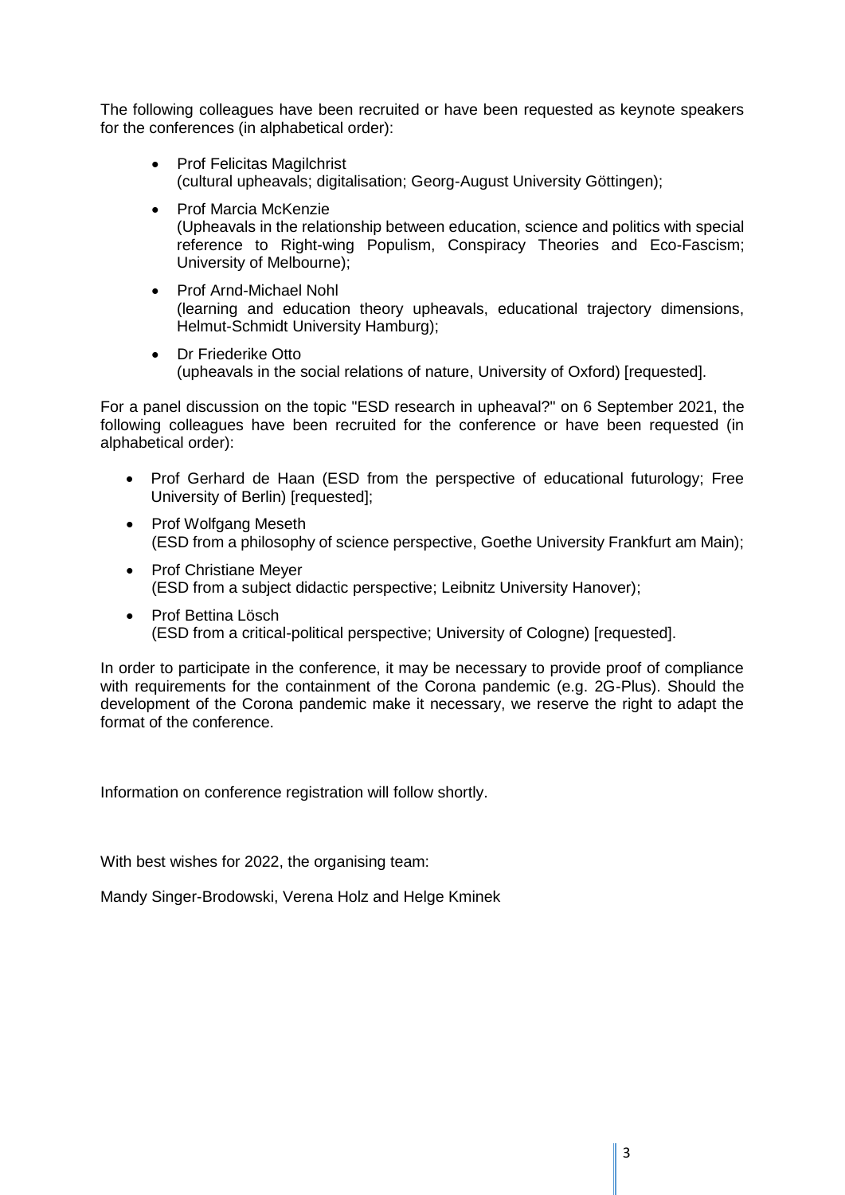The following colleagues have been recruited or have been requested as keynote speakers for the conferences (in alphabetical order):

- Prof Felicitas Magilchrist
  (cultural upheavals; digitalisation; Georg-August University Göttingen);
- Prof Marcia McKenzie
  (Upheavals in the relationship between education, science and politics with special reference to Right-wing Populism, Conspiracy Theories and Eco-Fascism; University of Melbourne);
- Prof Arnd-Michael Nohl
  (learning and education theory upheavals, educational trajectory dimensions, Helmut-Schmidt University Hamburg);
- Dr Friederike Otto
  (upheavals in the social relations of nature, University of Oxford) [requested].

For a panel discussion on the topic "ESD research in upheaval?" on 6 September 2021, the following colleagues have been recruited for the conference or have been requested (in alphabetical order):

- Prof Gerhard de Haan (ESD from the perspective of educational futurology; Free University of Berlin) [requested];
- Prof Wolfgang Meseth
  (ESD from a philosophy of science perspective, Goethe University Frankfurt am Main);
- Prof Christiane Meyer
  (ESD from a subject didactic perspective; Leibniz University Hanover);
- Prof Bettina Lösch
  (ESD from a critical-political perspective; University of Cologne) [requested].

In order to participate in the conference, it may be necessary to provide proof of compliance with requirements for the containment of the Corona pandemic (e.g. 2G-Plus). Should the development of the Corona pandemic make it necessary, we reserve the right to adapt the format of the conference.

Information on conference registration will follow shortly.

With best wishes for 2022, the organising team:

Mandy Singer-Brodowski, Verena Holz and Helge Kminek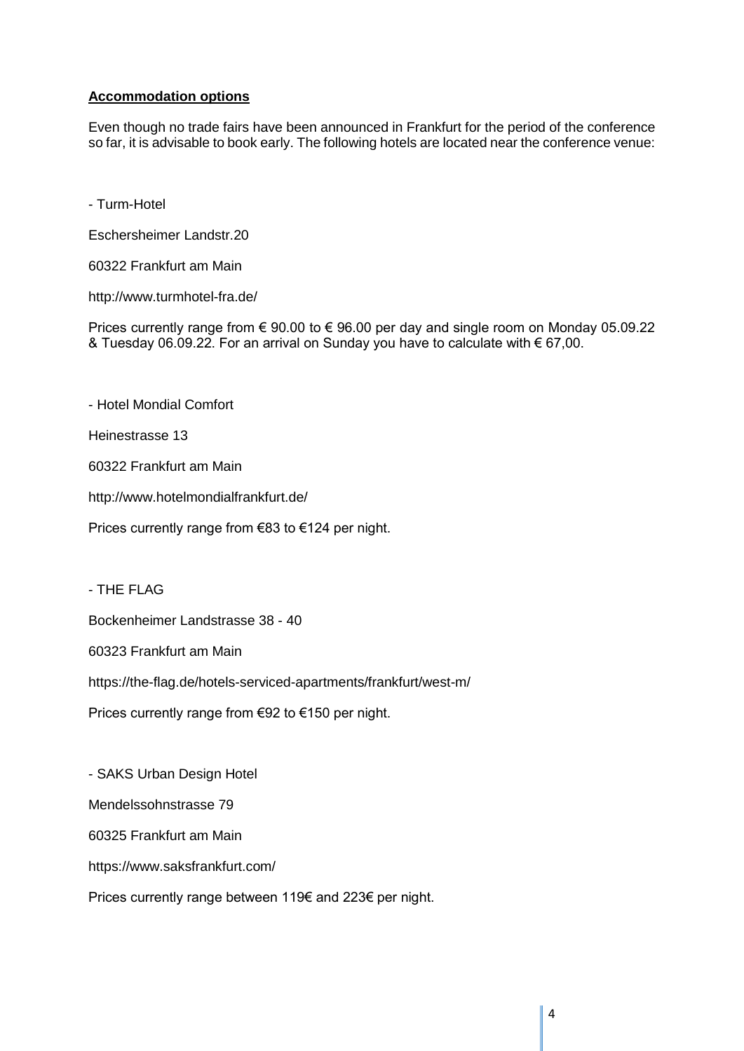**Accommodation options**

Even though no trade fairs have been announced in Frankfurt for the period of the conference so far, it is advisable to book early. The following hotels are located near the conference venue:

- Turm-Hotel

Eschersheimer Landstr.20

60322 Frankfurt am Main

http://www.turmhotel-fra.de/

Prices currently range from € 90.00 to € 96.00 per day and single room on Monday 05.09.22 & Tuesday 06.09.22. For an arrival on Sunday you have to calculate with € 67,00.

- Hotel Mondial Comfort

Heinestrasse 13

60322 Frankfurt am Main

http://www.hotelmondialfrankfurt.de/

Prices currently range from €83 to €124 per night.

- THE FLAG

Bockenheimer Landstrasse 38 - 40

60323 Frankfurt am Main

https://the-flag.de/hotels-serviced-apartments/frankfurt/west-m/

Prices currently range from €92 to €150 per night.

- SAKS Urban Design Hotel

Mendelssohnstrasse 79

60325 Frankfurt am Main

https://www.saksfrankfurt.com/

Prices currently range between 119€ and 223€ per night.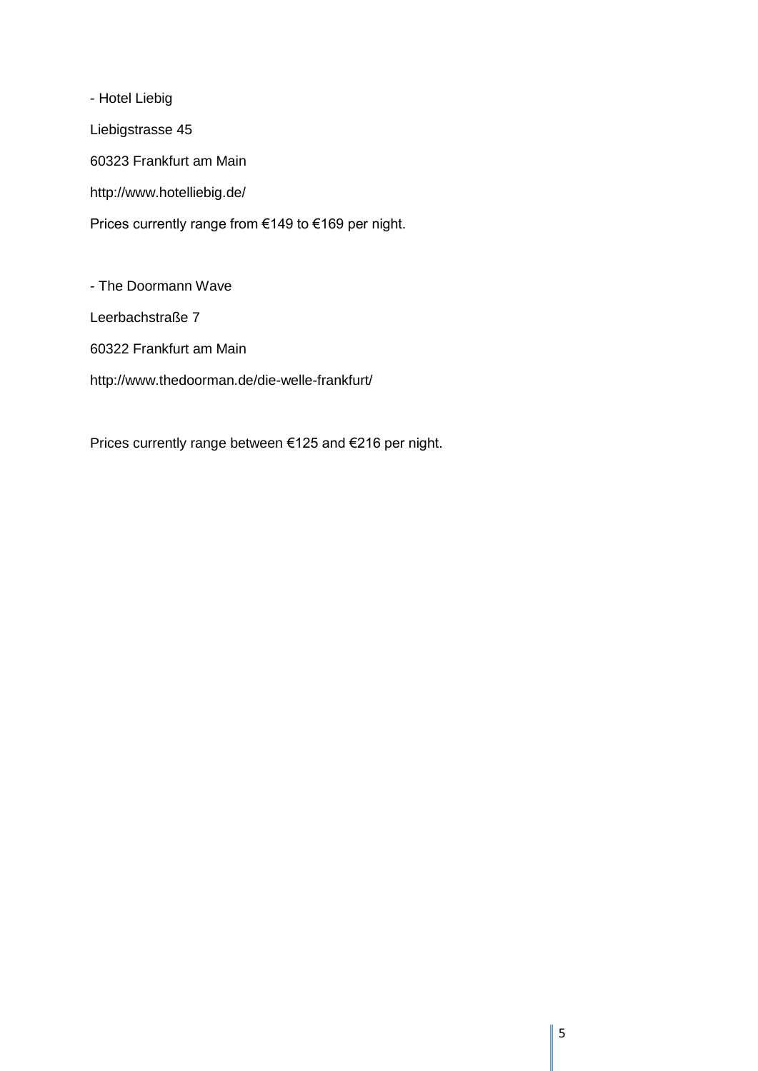- Hotel Liebig

Liebigstrasse 45

60323 Frankfurt am Main

http://www.hotelliebig.de/

Prices currently range from €149 to €169 per night.

- The Doormann Wave

Leerbachstraße 7

60322 Frankfurt am Main

http://www.thedoorman.de/die-welle-frankfurt/

Prices currently range between €125 and €216 per night.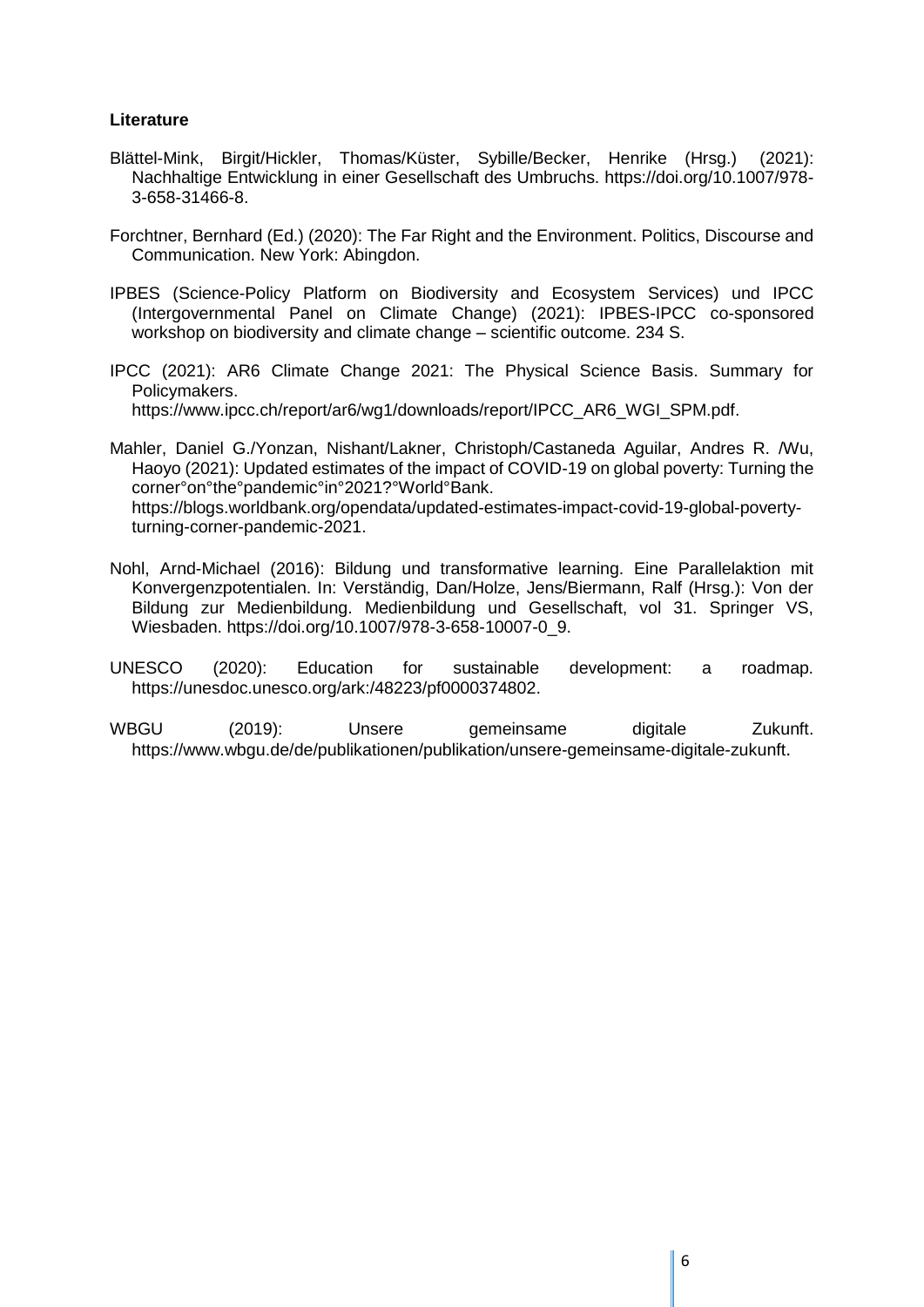**Literature**

Blättel-Mink, Birgit/Hickler, Thomas/Küster, Sybille/Becker, Henrike (Hrsg.) (2021): Nachhaltige Entwicklung in einer Gesellschaft des Umbruchs. https://doi.org/10.1007/978-3-658-31466-8.

Forchtner, Bernhard (Ed.) (2020): The Far Right and the Environment. Politics, Discourse and Communication. New York: Abingdon.

IPBES (Science-Policy Platform on Biodiversity and Ecosystem Services) und IPCC (Intergovernmental Panel on Climate Change) (2021): IPBES-IPCC co-sponsored workshop on biodiversity and climate change – scientific outcome. 234 S.

IPCC (2021): AR6 Climate Change 2021: The Physical Science Basis. Summary for Policymakers. https://www.ipcc.ch/report/ar6/wg1/downloads/report/IPCC_AR6_WGI_SPM.pdf.

Mahler, Daniel G./Yonzan, Nishant/Lakner, Christoph/Castaneda Aguilar, Andres R. /Wu, Haoyo (2021): Updated estimates of the impact of COVID-19 on global poverty: Turning the corner°on°the°pandemic°in°2021?°World°Bank. https://blogs.worldbank.org/opendata/updated-estimates-impact-covid-19-global-poverty-turning-corner-pandemic-2021.

Nohl, Arnd-Michael (2016): Bildung und transformative learning. Eine Parallelaktion mit Konvergenzpotentialen. In: Verständig, Dan/Holze, Jens/Biermann, Ralf (Hrsg.): Von der Bildung zur Medienbildung. Medienbildung und Gesellschaft, vol 31. Springer VS, Wiesbaden. https://doi.org/10.1007/978-3-658-10007-0_9.

UNESCO (2020): Education for sustainable development: a roadmap. https://unesdoc.unesco.org/ark:/48223/pf0000374802.

WBGU (2019): Unsere gemeinsame digitale Zukunft. https://www.wbgu.de/de/publikationen/publikation/unsere-gemeinsame-digitale-zukunft.